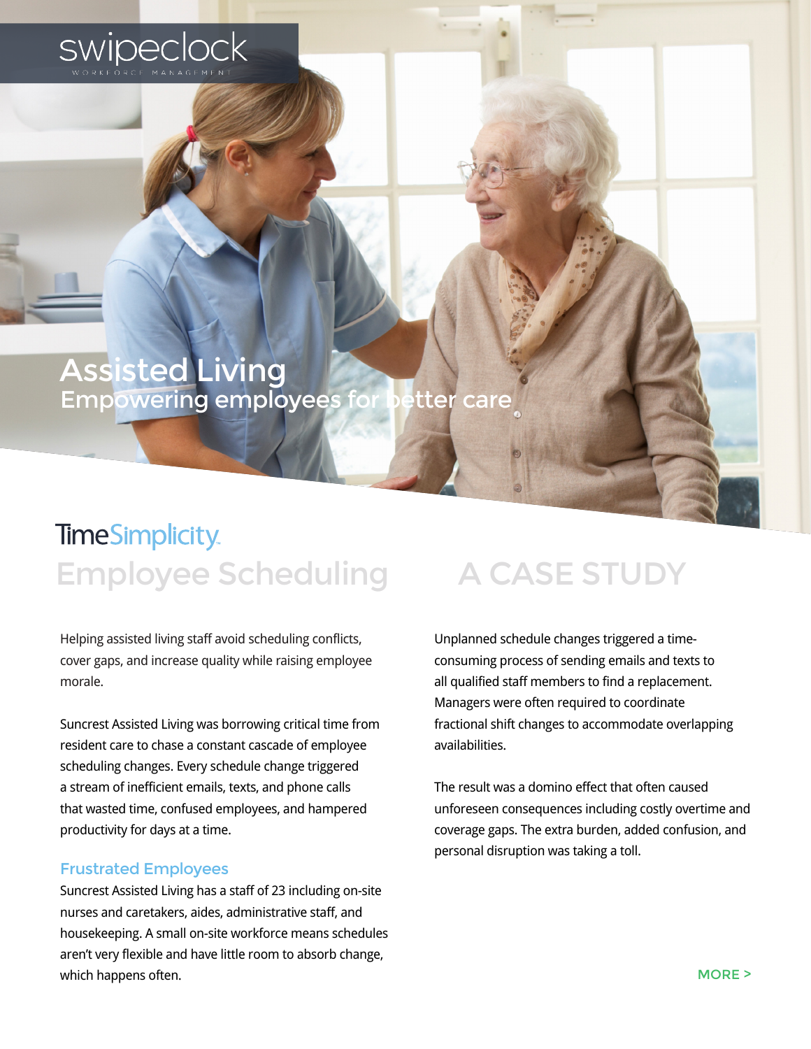swipeclock WORKFORCE MANAGEMENT

# Assisted Living

## Empowering employees for better care

TimeSimplicity

## Employee Scheduling

## A CASE STUDY

Helping assisted living staff avoid scheduling conflicts, cover gaps, and increase quality while raising employee morale.

Suncrest Assisted Living was borrowing critical time from resident care to chase a constant cascade of employee scheduling changes. Every schedule change triggered a stream of inefficient emails, texts, and phone calls that wasted time, confused employees, and hampered productivity for days at a time.

### Frustrated Employees

Suncrest Assisted Living has a staff of 23 including on-site nurses and caretakers, aides, administrative staff, and housekeeping. A small on-site workforce means schedules aren't very flexible and have little room to absorb change, which happens often.

Unplanned schedule changes triggered a time-consuming process of sending emails and texts to all qualified staff members to find a replacement. Managers were often required to coordinate fractional shift changes to accommodate overlapping availabilities.

The result was a domino effect that often caused unforeseen consequences including costly overtime and coverage gaps. The extra burden, added confusion, and personal disruption was taking a toll.

MORE >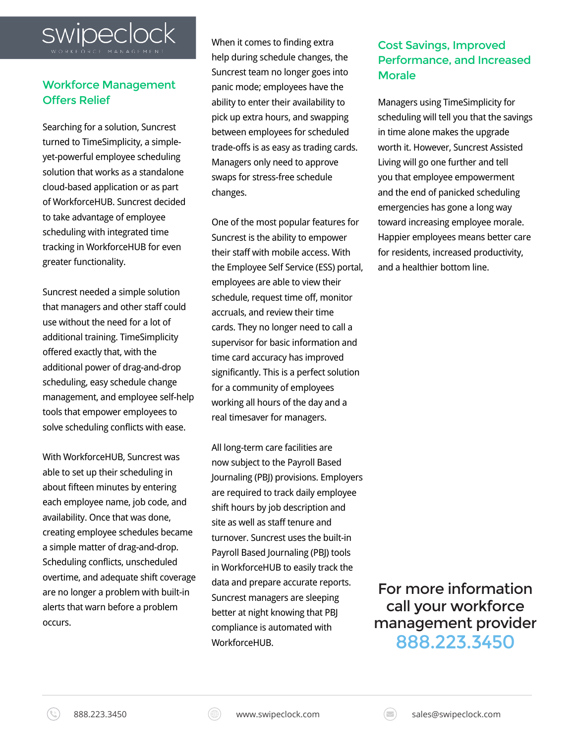swipeclock
WORKFORCE MANAGEMENT

## Workforce Management Offers Relief

Searching for a solution, Suncrest turned to TimeSimplicity, a simple-yet-powerful employee scheduling solution that works as a standalone cloud-based application or as part of WorkforceHUB. Suncrest decided to take advantage of employee scheduling with integrated time tracking in WorkforceHUB for even greater functionality.

Suncrest needed a simple solution that managers and other staff could use without the need for a lot of additional training. TimeSimplicity offered exactly that, with the additional power of drag-and-drop scheduling, easy schedule change management, and employee self-help tools that empower employees to solve scheduling conflicts with ease.

With WorkforceHUB, Suncrest was able to set up their scheduling in about fifteen minutes by entering each employee name, job code, and availability. Once that was done, creating employee schedules became a simple matter of drag-and-drop. Scheduling conflicts, unscheduled overtime, and adequate shift coverage are no longer a problem with built-in alerts that warn before a problem occurs.

When it comes to finding extra help during schedule changes, the Suncrest team no longer goes into panic mode; employees have the ability to enter their availability to pick up extra hours, and swapping between employees for scheduled trade-offs is as easy as trading cards. Managers only need to approve swaps for stress-free schedule changes.

One of the most popular features for Suncrest is the ability to empower their staff with mobile access. With the Employee Self Service (ESS) portal, employees are able to view their schedule, request time off, monitor accruals, and review their time cards. They no longer need to call a supervisor for basic information and time card accuracy has improved significantly. This is a perfect solution for a community of employees working all hours of the day and a real timesaver for managers.

All long-term care facilities are now subject to the Payroll Based Journaling (PBJ) provisions. Employers are required to track daily employee shift hours by job description and site as well as staff tenure and turnover. Suncrest uses the built-in Payroll Based Journaling (PBJ) tools in WorkforceHUB to easily track the data and prepare accurate reports. Suncrest managers are sleeping better at night knowing that PBJ compliance is automated with WorkforceHUB.

## Cost Savings, Improved Performance, and Increased Morale

Managers using TimeSimplicity for scheduling will tell you that the savings in time alone makes the upgrade worth it. However, Suncrest Assisted Living will go one further and tell you that employee empowerment and the end of panicked scheduling emergencies has gone a long way toward increasing employee morale. Happier employees means better care for residents, increased productivity, and a healthier bottom line.

**For more information call your workforce management provider**
**888.223.3450**

888.223.3450 | www.swipeclock.com | sales@swipeclock.com